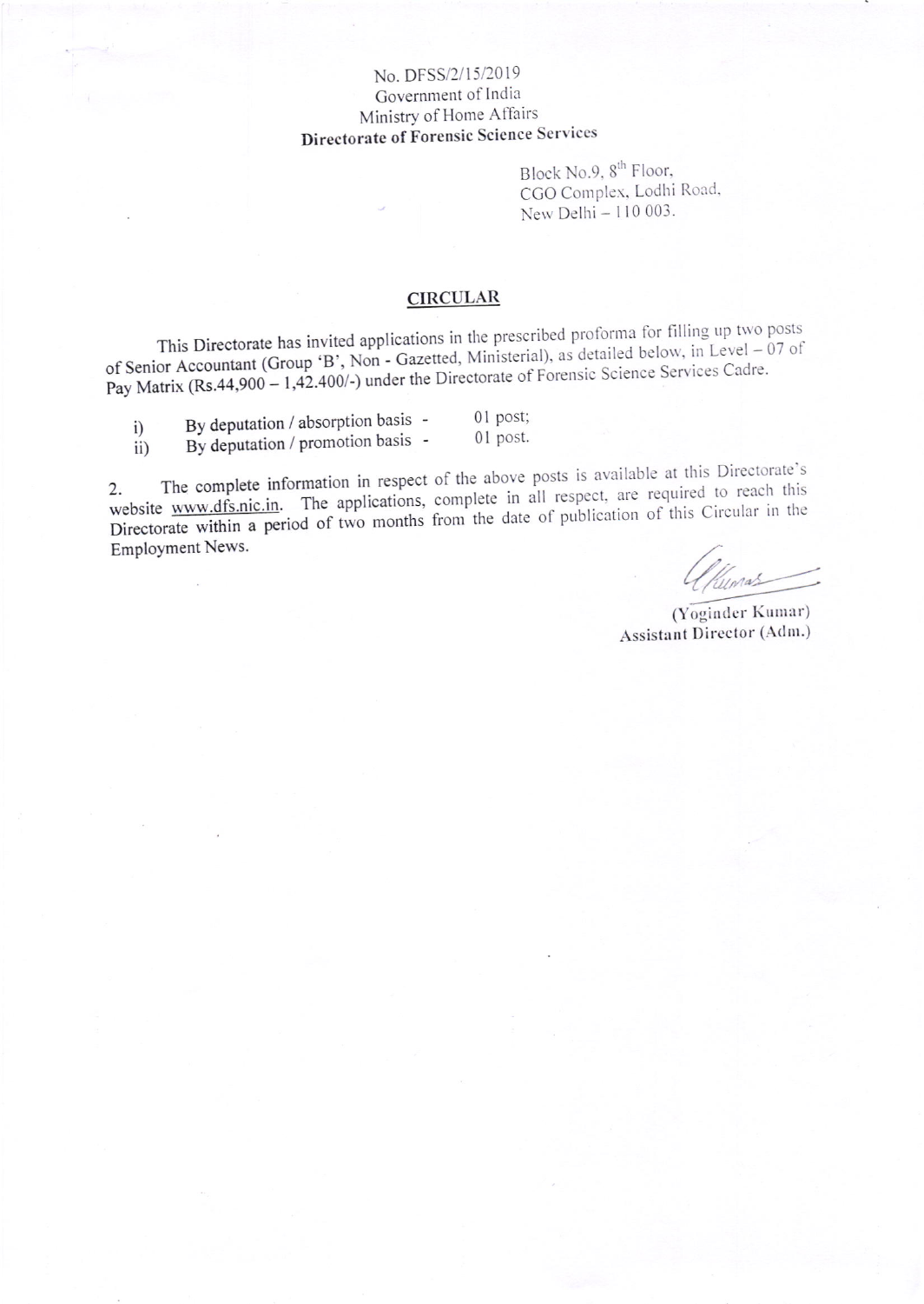No. DFSS/2/15/2019
Government of India
Ministry of Home Affairs
**Directorate of Forensic Science Services**

Block No.9, 8[th] Floor,
CGO Complex, Lodhi Road,
New Delhi – 110 003.

## CIRCULAR

This Directorate has invited applications in the prescribed proforma for filling up two posts of Senior Accountant (Group 'B', Non - Gazetted, Ministerial), as detailed below, in Level – 07 of Pay Matrix (Rs.44,900 – 1,42.400/-) under the Directorate of Forensic Science Services Cadre.

i) By deputation / absorption basis - 01 post;
ii) By deputation / promotion basis - 01 post.

2. The complete information in respect of the above posts is available at this Directorate's website www.dfs.nic.in. The applications, complete in all respect, are required to reach this Directorate within a period of two months from the date of publication of this Circular in the Employment News.

(Yoginder Kumar)
Assistant Director (Adm.)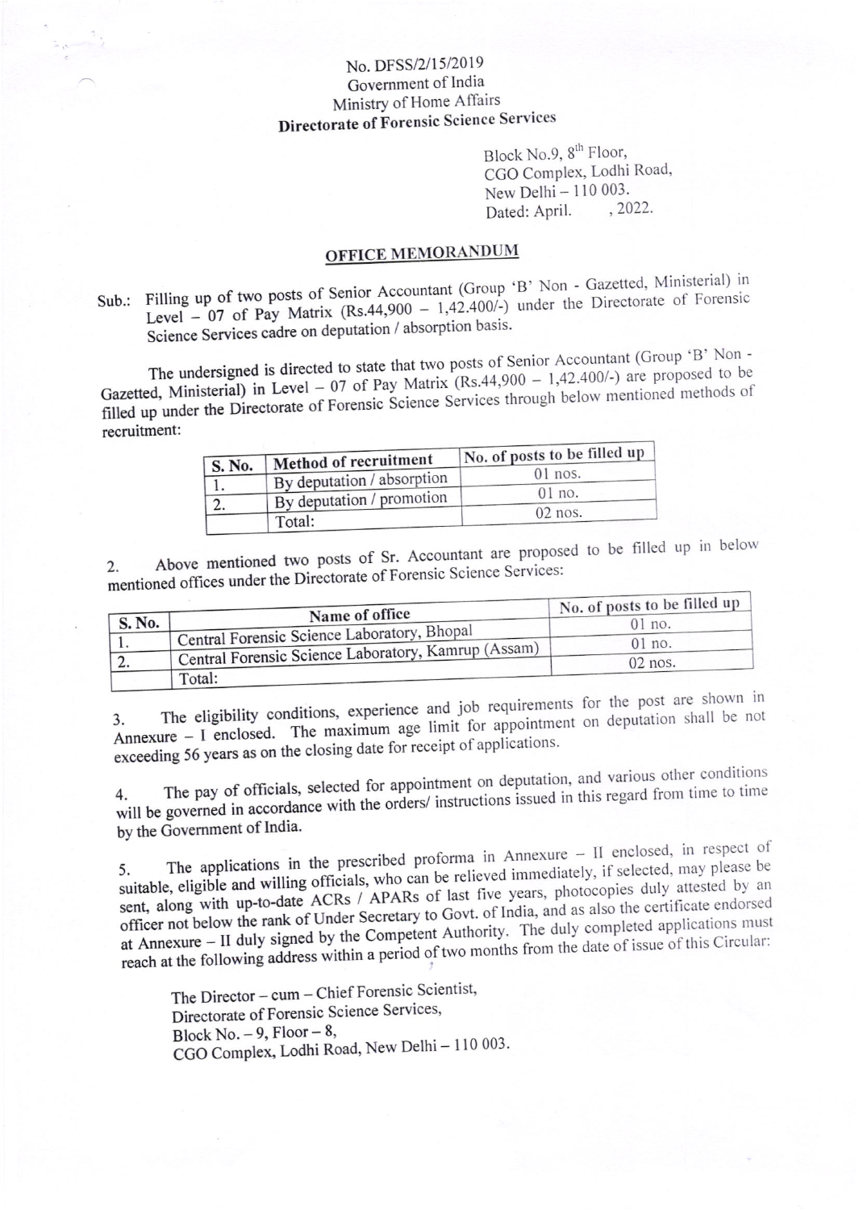No. DFSS/2/15/2019
Government of India
Ministry of Home Affairs
**Directorate of Forensic Science Services**

Block No.9, 8th Floor,
CGO Complex, Lodhi Road,
New Delhi – 110 003.
Dated: April. , 2022.

## OFFICE MEMORANDUM

Sub.: Filling up of two posts of Senior Accountant (Group 'B' Non - Gazetted, Ministerial) in Level – 07 of Pay Matrix (Rs.44,900 – 1,42.400/-) under the Directorate of Forensic Science Services cadre on deputation / absorption basis.

The undersigned is directed to state that two posts of Senior Accountant (Group 'B' Non - Gazetted, Ministerial) in Level – 07 of Pay Matrix (Rs.44,900 – 1,42.400/-) are proposed to be filled up under the Directorate of Forensic Science Services through below mentioned methods of recruitment:

| S. No. | Method of recruitment | No. of posts to be filled up |
|---|---|---|
| 1. | By deputation / absorption | 01 nos. |
| 2. | By deputation / promotion | 01 no. |
| | Total: | 02 nos. |

2. Above mentioned two posts of Sr. Accountant are proposed to be filled up in below mentioned offices under the Directorate of Forensic Science Services:

| S. No. | Name of office | No. of posts to be filled up |
|---|---|---|
| 1. | Central Forensic Science Laboratory, Bhopal | 01 no. |
| 2. | Central Forensic Science Laboratory, Kamrup (Assam) | 01 no. |
| | Total: | 02 nos. |

3. The eligibility conditions, experience and job requirements for the post are shown in Annexure – I enclosed. The maximum age limit for appointment on deputation shall be not exceeding 56 years as on the closing date for receipt of applications.

4. The pay of officials, selected for appointment on deputation, and various other conditions will be governed in accordance with the orders/ instructions issued in this regard from time to time by the Government of India.

5. The applications in the prescribed proforma in Annexure – II enclosed, in respect of suitable, eligible and willing officials, who can be relieved immediately, if selected, may please be sent, along with up-to-date ACRs / APARs of last five years, photocopies duly attested by an officer not below the rank of Under Secretary to Govt. of India, and as also the certificate endorsed at Annexure – II duly signed by the Competent Authority. The duly completed applications must reach at the following address within a period of two months from the date of issue of this Circular:

The Director – cum – Chief Forensic Scientist,
Directorate of Forensic Science Services,
Block No. – 9, Floor – 8,
CGO Complex, Lodhi Road, New Delhi – 110 003.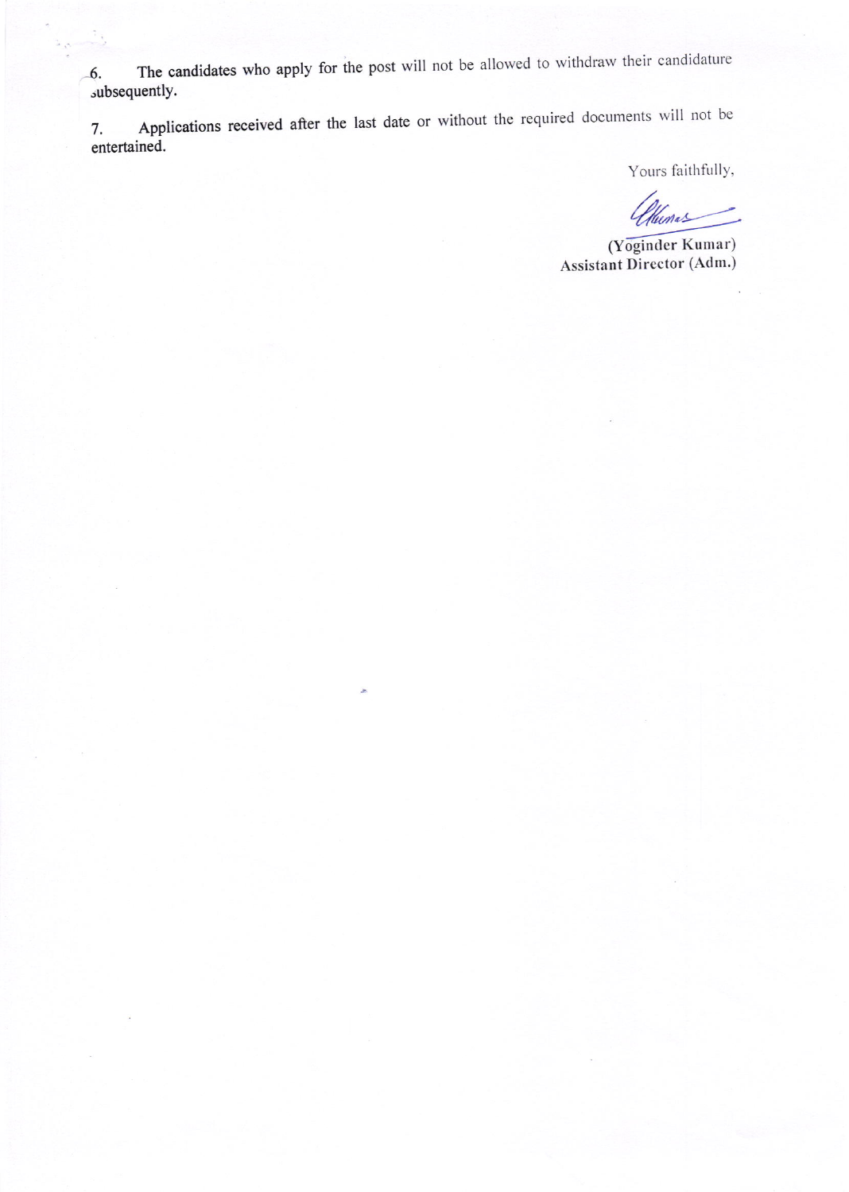6. The candidates who apply for the post will not be allowed to withdraw their candidature subsequently.

7. Applications received after the last date or without the required documents will not be entertained.

Yours faithfully,

(Yoginder Kumar)
Assistant Director (Adm.)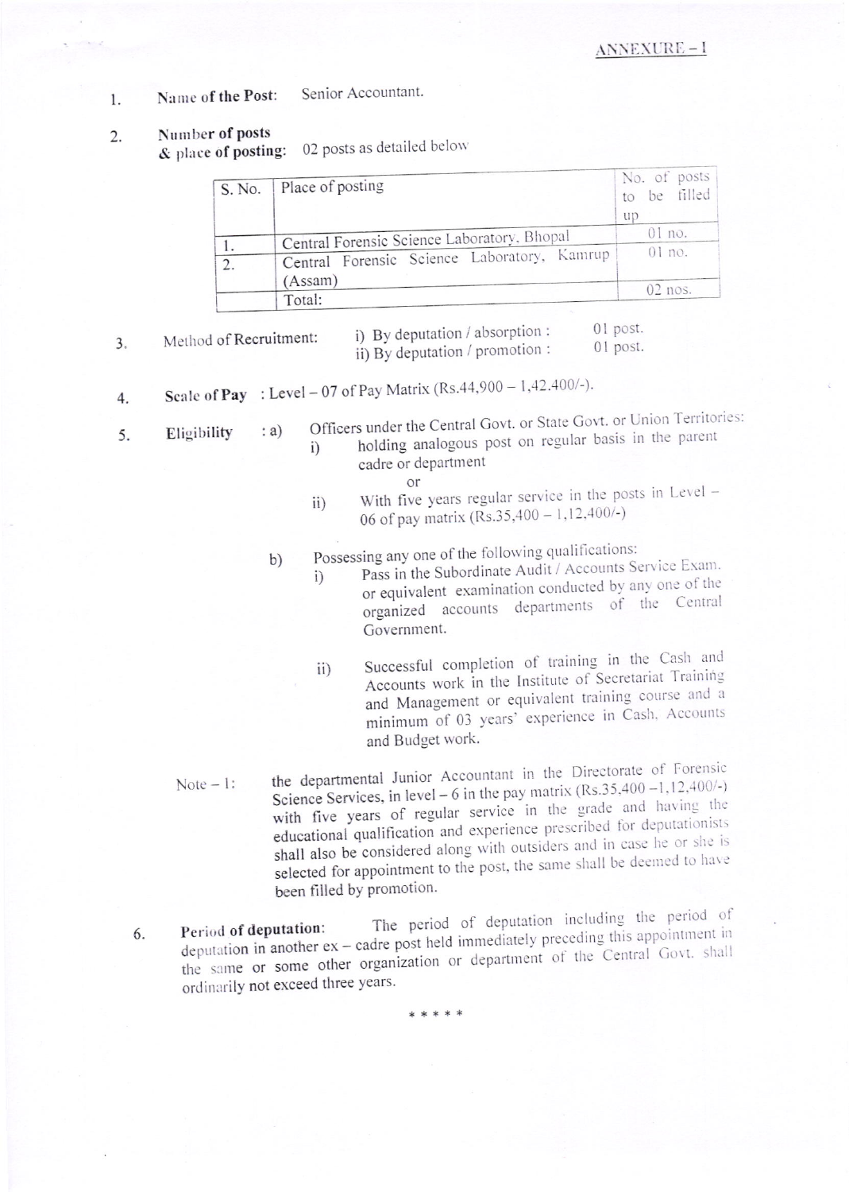ANNEXURE – I

1. **Name of the Post:** Senior Accountant.

2. **Number of posts & place of posting:** 02 posts as detailed below

| S. No. | Place of posting | No. of posts to be filled up |
|---|---|---|
| 1. | Central Forensic Science Laboratory, Bhopal | 01 no. |
| 2. | Central Forensic Science Laboratory, Kamrup (Assam) | 01 no. |
| | Total: | 02 nos. |

3. Method of Recruitment:
   - i) By deputation / absorption : 01 post.
   - ii) By deputation / promotion : 01 post.

4. **Scale of Pay** : Level – 07 of Pay Matrix (Rs.44,900 – 1,42,400/-).

5. **Eligibility** :
   - a) Officers under the Central Govt. or State Govt. or Union Territories:
     - i) holding analogous post on regular basis in the parent cadre or department

       or

     - ii) With five years regular service in the posts in Level – 06 of pay matrix (Rs.35,400 – 1,12,400/-)
   - b) Possessing any one of the following qualifications:
     - i) Pass in the Subordinate Audit / Accounts Service Exam. or equivalent examination conducted by any one of the organized accounts departments of the Central Government.
     - ii) Successful completion of training in the Cash and Accounts work in the Institute of Secretariat Training and Management or equivalent training course and a minimum of 03 years' experience in Cash, Accounts and Budget work.

Note – 1: the departmental Junior Accountant in the Directorate of Forensic Science Services, in level – 6 in the pay matrix (Rs.35,400 –1,12,400/-) with five years of regular service in the grade and having the educational qualification and experience prescribed for deputationists shall also be considered along with outsiders and in case he or she is selected for appointment to the post, the same shall be deemed to have been filled by promotion.

6. **Period of deputation**: The period of deputation including the period of deputation in another ex – cadre post held immediately preceding this appointment in the same or some other organization or department of the Central Govt. shall ordinarily not exceed three years.

\* \* \* \* \*